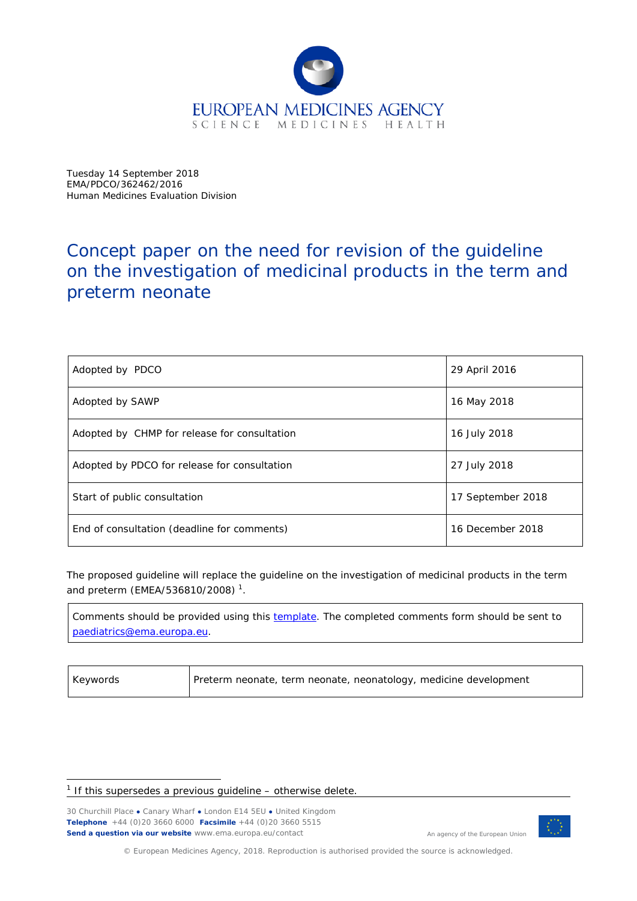EUROPEAN MEDICINES AGENCY
SCIENCE MEDICINES HEALTH

Tuesday 14 September 2018
EMA/PDCO/362462/2016
Human Medicines Evaluation Division

# Concept paper on the need for revision of the guideline on the investigation of medicinal products in the term and preterm neonate

| | |
|---|---|
| Adopted by PDCO | 29 April 2016 |
| Adopted by SAWP | 16 May 2018 |
| Adopted by CHMP for release for consultation | 16 July 2018 |
| Adopted by PDCO for release for consultation | 27 July 2018 |
| Start of public consultation | 17 September 2018 |
| End of consultation (deadline for comments) | 16 December 2018 |

The proposed guideline will replace the guideline on the investigation of medicinal products in the term and preterm (EMEA/536810/2008) [1].

| |
|---|
| Comments should be provided using this template. The completed comments form should be sent to paediatrics@ema.europa.eu. |

| | |
|---|---|
| Keywords | Preterm neonate, term neonate, neonatology, medicine development |

[1] If this supersedes a previous guideline – otherwise delete.

30 Churchill Place ● Canary Wharf ● London E14 5EU ● United Kingdom
**Telephone** +44 (0)20 3660 6000 **Facsimile** +44 (0)20 3660 5515
**Send a question via our website** www.ema.europa.eu/contact

An agency of the European Union

© European Medicines Agency, 2018. Reproduction is authorised provided the source is acknowledged.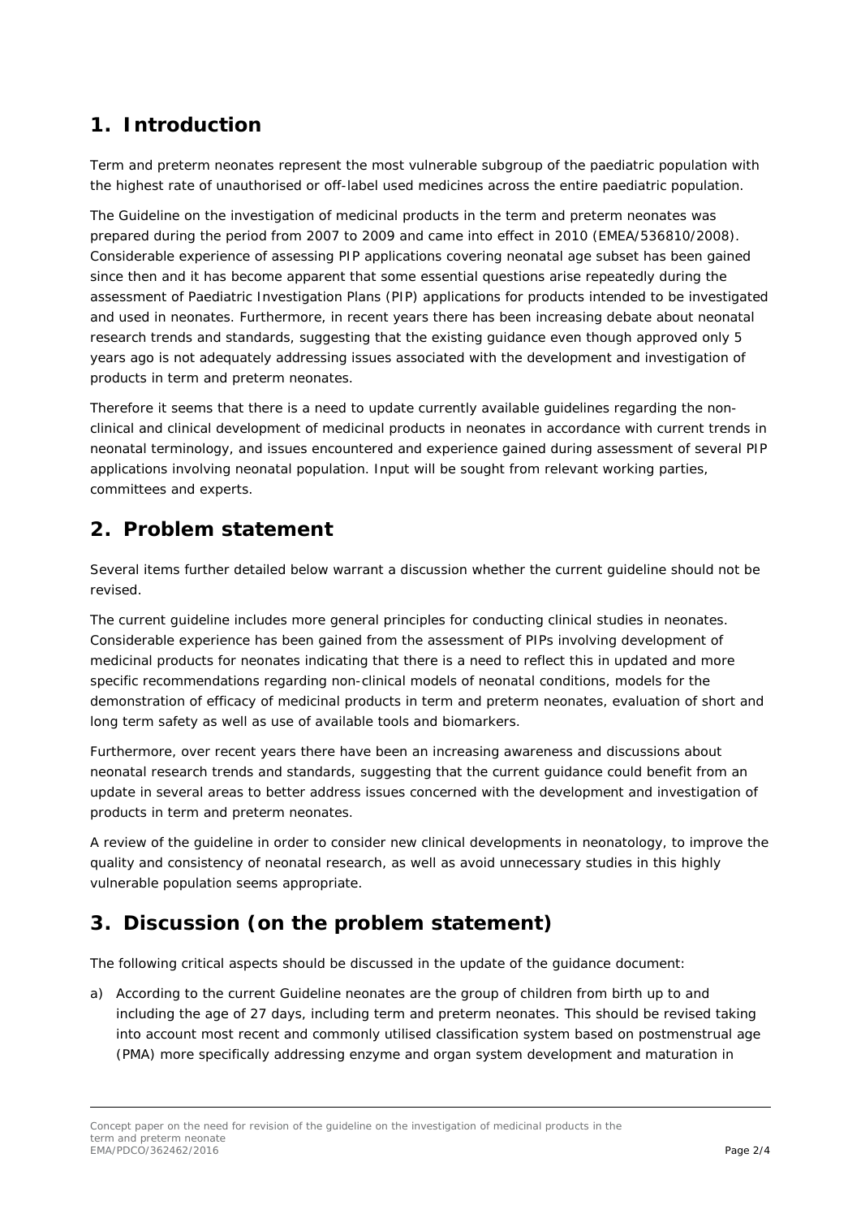## 1. Introduction

Term and preterm neonates represent the most vulnerable subgroup of the paediatric population with the highest rate of unauthorised or off-label used medicines across the entire paediatric population.

The Guideline on the investigation of medicinal products in the term and preterm neonates was prepared during the period from 2007 to 2009 and came into effect in 2010 (EMEA/536810/2008). Considerable experience of assessing PIP applications covering neonatal age subset has been gained since then and it has become apparent that some essential questions arise repeatedly during the assessment of Paediatric Investigation Plans (PIP) applications for products intended to be investigated and used in neonates. Furthermore, in recent years there has been increasing debate about neonatal research trends and standards, suggesting that the existing guidance even though approved only 5 years ago is not adequately addressing issues associated with the development and investigation of products in term and preterm neonates.

Therefore it seems that there is a need to update currently available guidelines regarding the non-clinical and clinical development of medicinal products in neonates in accordance with current trends in neonatal terminology, and issues encountered and experience gained during assessment of several PIP applications involving neonatal population. Input will be sought from relevant working parties, committees and experts.

## 2. Problem statement

Several items further detailed below warrant a discussion whether the current guideline should not be revised.

The current guideline includes more general principles for conducting clinical studies in neonates. Considerable experience has been gained from the assessment of PIPs involving development of medicinal products for neonates indicating that there is a need to reflect this in updated and more specific recommendations regarding non-clinical models of neonatal conditions, models for the demonstration of efficacy of medicinal products in term and preterm neonates, evaluation of short and long term safety as well as use of available tools and biomarkers.

Furthermore, over recent years there have been an increasing awareness and discussions about neonatal research trends and standards, suggesting that the current guidance could benefit from an update in several areas to better address issues concerned with the development and investigation of products in term and preterm neonates.

A review of the guideline in order to consider new clinical developments in neonatology, to improve the quality and consistency of neonatal research, as well as avoid unnecessary studies in this highly vulnerable population seems appropriate.

## 3. Discussion (on the problem statement)

The following critical aspects should be discussed in the update of the guidance document:

a) According to the current Guideline neonates are the group of children from birth up to and including the age of 27 days, including term and preterm neonates. This should be revised taking into account most recent and commonly utilised classification system based on postmenstrual age (PMA) more specifically addressing enzyme and organ system development and maturation in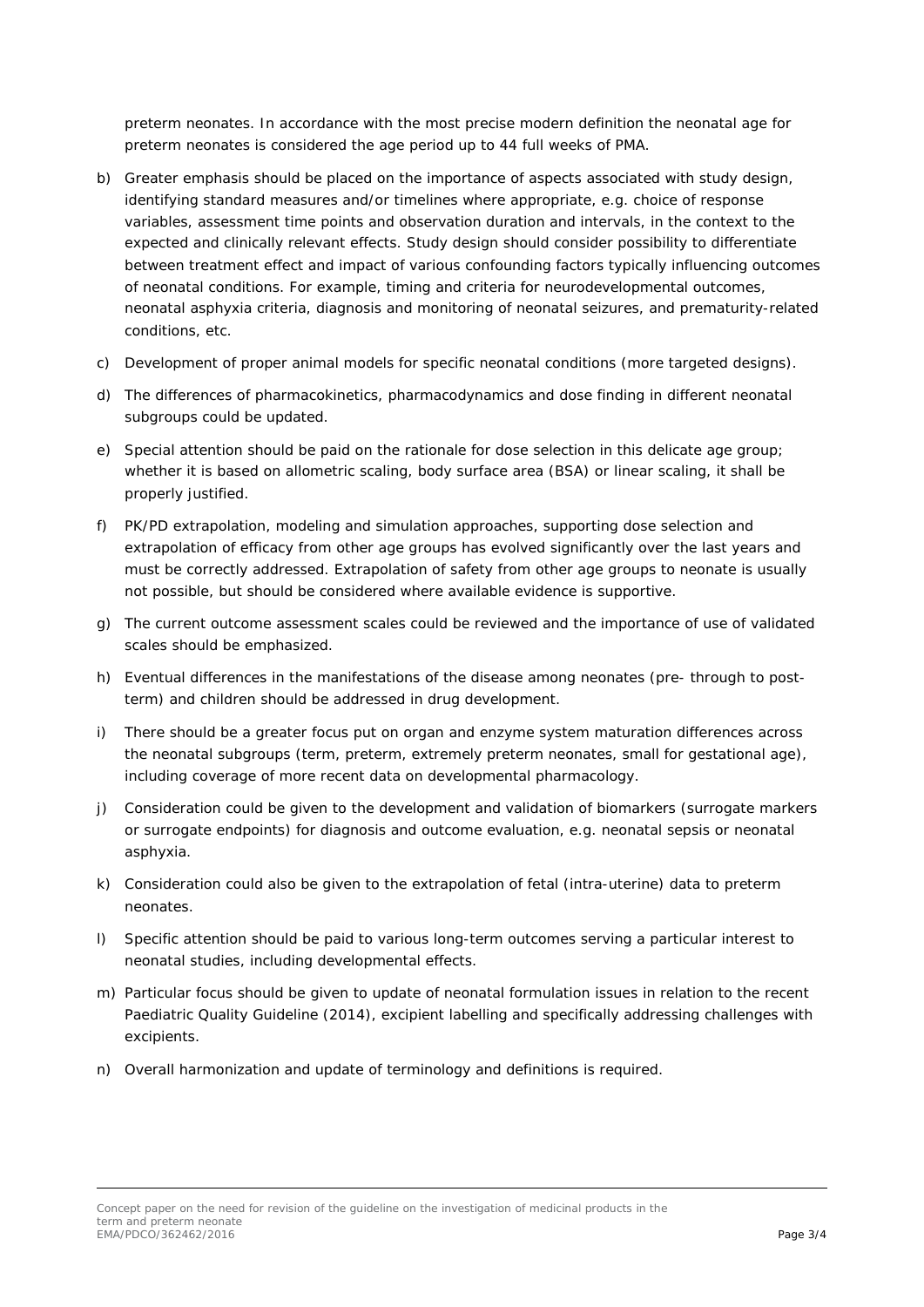preterm neonates. In accordance with the most precise modern definition the neonatal age for preterm neonates is considered the age period up to 44 full weeks of PMA.

b) Greater emphasis should be placed on the importance of aspects associated with study design, identifying standard measures and/or timelines where appropriate, e.g. choice of response variables, assessment time points and observation duration and intervals, in the context to the expected and clinically relevant effects. Study design should consider possibility to differentiate between treatment effect and impact of various confounding factors typically influencing outcomes of neonatal conditions. For example, timing and criteria for neurodevelopmental outcomes, neonatal asphyxia criteria, diagnosis and monitoring of neonatal seizures, and prematurity-related conditions, etc.

c) Development of proper animal models for specific neonatal conditions (more targeted designs).

d) The differences of pharmacokinetics, pharmacodynamics and dose finding in different neonatal subgroups could be updated.

e) Special attention should be paid on the rationale for dose selection in this delicate age group; whether it is based on allometric scaling, body surface area (BSA) or linear scaling, it shall be properly justified.

f) PK/PD extrapolation, modeling and simulation approaches, supporting dose selection and extrapolation of efficacy from other age groups has evolved significantly over the last years and must be correctly addressed. Extrapolation of safety from other age groups to neonate is usually not possible, but should be considered where available evidence is supportive.

g) The current outcome assessment scales could be reviewed and the importance of use of validated scales should be emphasized.

h) Eventual differences in the manifestations of the disease among neonates (pre- through to post-term) and children should be addressed in drug development.

i) There should be a greater focus put on organ and enzyme system maturation differences across the neonatal subgroups (term, preterm, extremely preterm neonates, small for gestational age), including coverage of more recent data on developmental pharmacology.

j) Consideration could be given to the development and validation of biomarkers (surrogate markers or surrogate endpoints) for diagnosis and outcome evaluation, e.g. neonatal sepsis or neonatal asphyxia.

k) Consideration could also be given to the extrapolation of fetal (intra-uterine) data to preterm neonates.

l) Specific attention should be paid to various long-term outcomes serving a particular interest to neonatal studies, including developmental effects.

m) Particular focus should be given to update of neonatal formulation issues in relation to the recent Paediatric Quality Guideline (2014), excipient labelling and specifically addressing challenges with excipients.

n) Overall harmonization and update of terminology and definitions is required.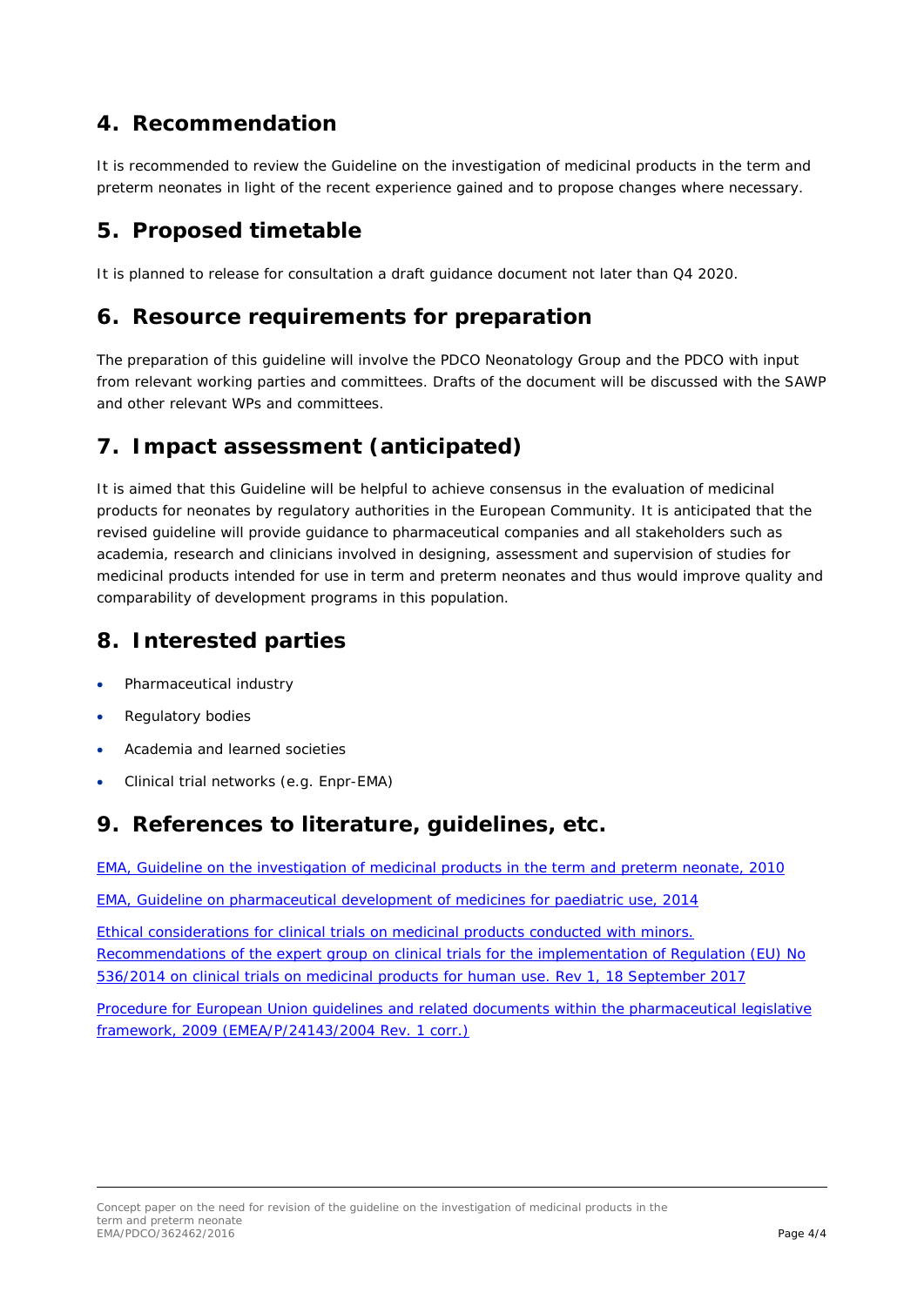## 4. Recommendation

It is recommended to review the Guideline on the investigation of medicinal products in the term and preterm neonates in light of the recent experience gained and to propose changes where necessary.

## 5. Proposed timetable

It is planned to release for consultation a draft guidance document not later than Q4 2020.

## 6. Resource requirements for preparation

The preparation of this guideline will involve the PDCO Neonatology Group and the PDCO with input from relevant working parties and committees. Drafts of the document will be discussed with the SAWP and other relevant WPs and committees.

## 7. Impact assessment (anticipated)

It is aimed that this Guideline will be helpful to achieve consensus in the evaluation of medicinal products for neonates by regulatory authorities in the European Community. It is anticipated that the revised guideline will provide guidance to pharmaceutical companies and all stakeholders such as academia, research and clinicians involved in designing, assessment and supervision of studies for medicinal products intended for use in term and preterm neonates and thus would improve quality and comparability of development programs in this population.

## 8. Interested parties

- Pharmaceutical industry
- Regulatory bodies
- Academia and learned societies
- Clinical trial networks (e.g. Enpr-EMA)

## 9. References to literature, guidelines, etc.

EMA, Guideline on the investigation of medicinal products in the term and preterm neonate, 2010

EMA, Guideline on pharmaceutical development of medicines for paediatric use, 2014

Ethical considerations for clinical trials on medicinal products conducted with minors. Recommendations of the expert group on clinical trials for the implementation of Regulation (EU) No 536/2014 on clinical trials on medicinal products for human use. Rev 1, 18 September 2017

Procedure for European Union guidelines and related documents within the pharmaceutical legislative framework, 2009 (EMEA/P/24143/2004 Rev. 1 corr.)